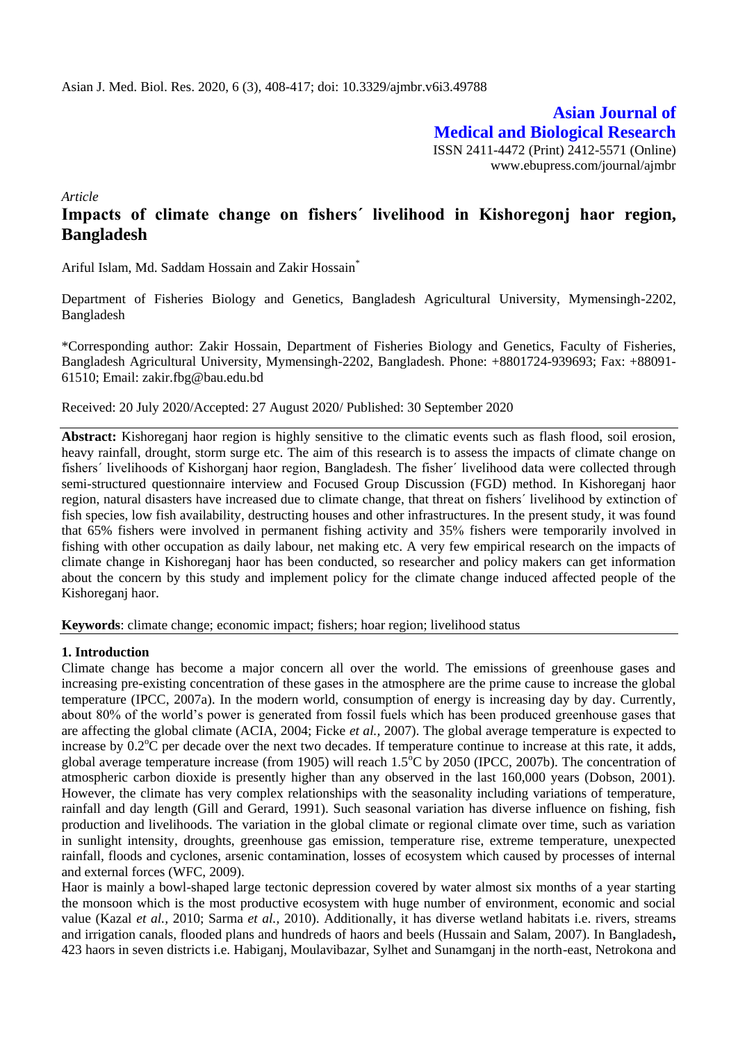## Asian Journal of Medical and Biological Research

ISSN 2411-4472 (Print) 2412-5571 (Online)
www.ebupress.com/journal/ajmbr

*Article*

# Impacts of climate change on fishers´ livelihood in Kishoregonj haor region, Bangladesh

Ariful Islam, Md. Saddam Hossain and Zakir Hossain*

Department of Fisheries Biology and Genetics, Bangladesh Agricultural University, Mymensingh-2202, Bangladesh

*Corresponding author: Zakir Hossain, Department of Fisheries Biology and Genetics, Faculty of Fisheries, Bangladesh Agricultural University, Mymensingh-2202, Bangladesh. Phone: +8801724-939693; Fax: +88091-61510; Email: zakir.fbg@bau.edu.bd

Received: 20 July 2020/Accepted: 27 August 2020/ Published: 30 September 2020

**Abstract:** Kishoreganj haor region is highly sensitive to the climatic events such as flash flood, soil erosion, heavy rainfall, drought, storm surge etc. The aim of this research is to assess the impacts of climate change on fishers´ livelihoods of Kishorganj haor region, Bangladesh. The fisher´ livelihood data were collected through semi-structured questionnaire interview and Focused Group Discussion (FGD) method. In Kishoreganj haor region, natural disasters have increased due to climate change, that threat on fishers´ livelihood by extinction of fish species, low fish availability, destructing houses and other infrastructures. In the present study, it was found that 65% fishers were involved in permanent fishing activity and 35% fishers were temporarily involved in fishing with other occupation as daily labour, net making etc. A very few empirical research on the impacts of climate change in Kishoreganj haor has been conducted, so researcher and policy makers can get information about the concern by this study and implement policy for the climate change induced affected people of the Kishoreganj haor.

**Keywords**: climate change; economic impact; fishers; hoar region; livelihood status

## 1. Introduction

Climate change has become a major concern all over the world. The emissions of greenhouse gases and increasing pre-existing concentration of these gases in the atmosphere are the prime cause to increase the global temperature (IPCC, 2007a). In the modern world, consumption of energy is increasing day by day. Currently, about 80% of the world's power is generated from fossil fuels which has been produced greenhouse gases that are affecting the global climate (ACIA, 2004; Ficke *et al.,* 2007). The global average temperature is expected to increase by $0.2^{o}C$ per decade over the next two decades. If temperature continue to increase at this rate, it adds, global average temperature increase (from 1905) will reach $1.5^{o}C$ by 2050 (IPCC, 2007b). The concentration of atmospheric carbon dioxide is presently higher than any observed in the last 160,000 years (Dobson, 2001). However, the climate has very complex relationships with the seasonality including variations of temperature, rainfall and day length (Gill and Gerard, 1991). Such seasonal variation has diverse influence on fishing, fish production and livelihoods. The variation in the global climate or regional climate over time, such as variation in sunlight intensity, droughts, greenhouse gas emission, temperature rise, extreme temperature, unexpected rainfall, floods and cyclones, arsenic contamination, losses of ecosystem which caused by processes of internal and external forces (WFC, 2009).

Haor is mainly a bowl-shaped large tectonic depression covered by water almost six months of a year starting the monsoon which is the most productive ecosystem with huge number of environment, economic and social value (Kazal *et al.,* 2010; Sarma *et al.,* 2010). Additionally, it has diverse wetland habitats i.e. rivers, streams and irrigation canals, flooded plans and hundreds of haors and beels (Hussain and Salam, 2007). In Bangladesh**,** 423 haors in seven districts i.e. Habiganj, Moulavibazar, Sylhet and Sunamganj in the north-east, Netrokona and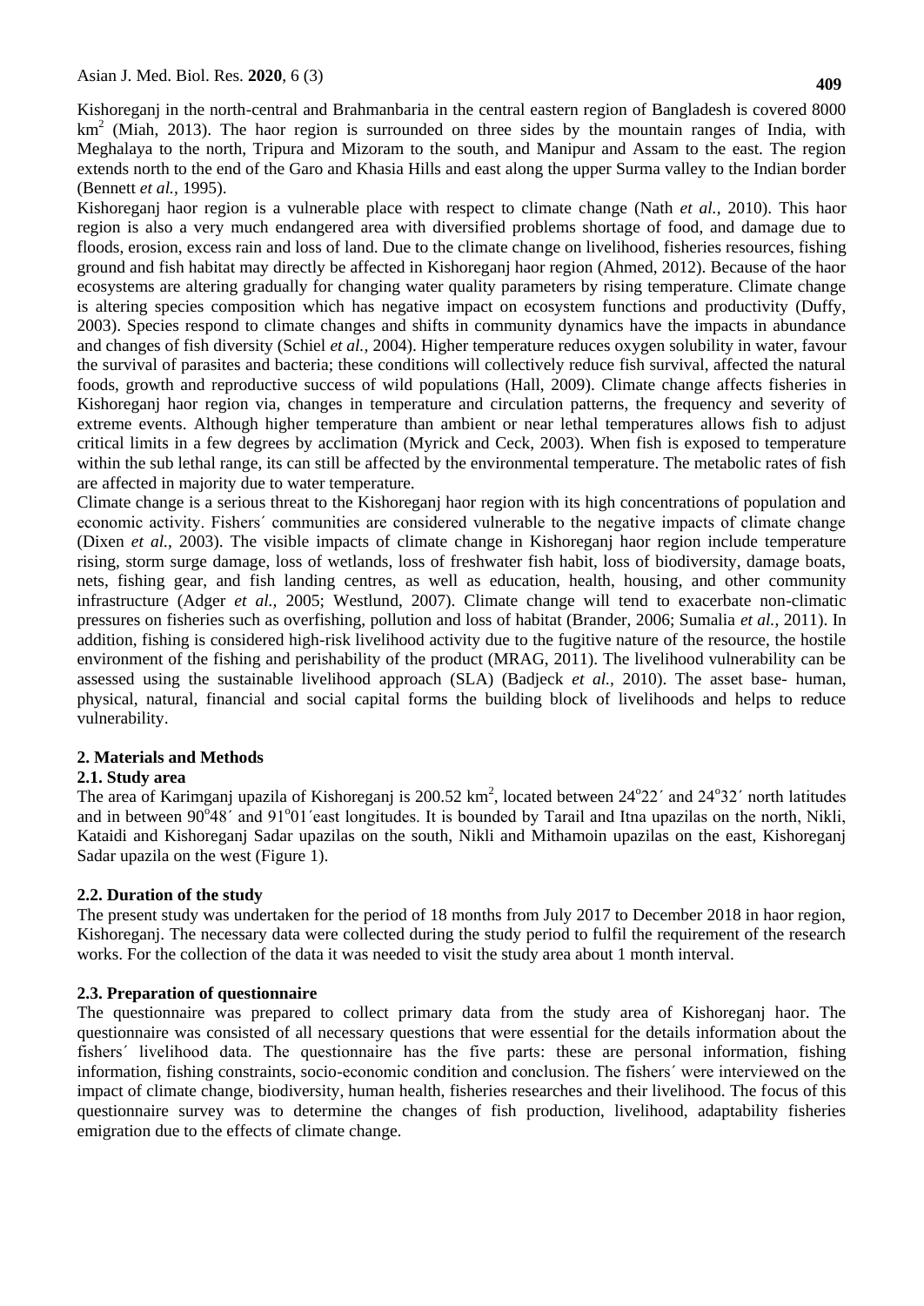Kishoreganj in the north-central and Brahmanbaria in the central eastern region of Bangladesh is covered 8000 $km^2$ (Miah, 2013). The haor region is surrounded on three sides by the mountain ranges of India, with Meghalaya to the north, Tripura and Mizoram to the south, and Manipur and Assam to the east. The region extends north to the end of the Garo and Khasia Hills and east along the upper Surma valley to the Indian border (Bennett *et al.,* 1995).

Kishoreganj haor region is a vulnerable place with respect to climate change (Nath *et al.,* 2010). This haor region is also a very much endangered area with diversified problems shortage of food, and damage due to floods, erosion, excess rain and loss of land. Due to the climate change on livelihood, fisheries resources, fishing ground and fish habitat may directly be affected in Kishoreganj haor region (Ahmed, 2012). Because of the haor ecosystems are altering gradually for changing water quality parameters by rising temperature. Climate change is altering species composition which has negative impact on ecosystem functions and productivity (Duffy, 2003). Species respond to climate changes and shifts in community dynamics have the impacts in abundance and changes of fish diversity (Schiel *et al.,* 2004). Higher temperature reduces oxygen solubility in water, favour the survival of parasites and bacteria; these conditions will collectively reduce fish survival, affected the natural foods, growth and reproductive success of wild populations (Hall, 2009). Climate change affects fisheries in Kishoreganj haor region via, changes in temperature and circulation patterns, the frequency and severity of extreme events. Although higher temperature than ambient or near lethal temperatures allows fish to adjust critical limits in a few degrees by acclimation (Myrick and Ceck, 2003). When fish is exposed to temperature within the sub lethal range, its can still be affected by the environmental temperature. The metabolic rates of fish are affected in majority due to water temperature.

Climate change is a serious threat to the Kishoreganj haor region with its high concentrations of population and economic activity. Fishers´ communities are considered vulnerable to the negative impacts of climate change (Dixen *et al.,* 2003). The visible impacts of climate change in Kishoreganj haor region include temperature rising, storm surge damage, loss of wetlands, loss of freshwater fish habit, loss of biodiversity, damage boats, nets, fishing gear, and fish landing centres, as well as education, health, housing, and other community infrastructure (Adger *et al.,* 2005; Westlund, 2007). Climate change will tend to exacerbate non-climatic pressures on fisheries such as overfishing, pollution and loss of habitat (Brander, 2006; Sumalia *et al.,* 2011). In addition, fishing is considered high-risk livelihood activity due to the fugitive nature of the resource, the hostile environment of the fishing and perishability of the product (MRAG, 2011). The livelihood vulnerability can be assessed using the sustainable livelihood approach (SLA) (Badjeck *et al.,* 2010). The asset base- human, physical, natural, financial and social capital forms the building block of livelihoods and helps to reduce vulnerability.

## 2. Materials and Methods

### 2.1. Study area

The area of Karimganj upazila of Kishoreganj is 200.52 $km^2$, located between 24°22´ and 24°32´ north latitudes and in between 90°48´ and 91°01´east longitudes. It is bounded by Tarail and Itna upazilas on the north, Nikli, Kataidi and Kishoreganj Sadar upazilas on the south, Nikli and Mithamoin upazilas on the east, Kishoreganj Sadar upazila on the west (Figure 1).

### 2.2. Duration of the study

The present study was undertaken for the period of 18 months from July 2017 to December 2018 in haor region, Kishoreganj. The necessary data were collected during the study period to fulfil the requirement of the research works. For the collection of the data it was needed to visit the study area about 1 month interval.

### 2.3. Preparation of questionnaire

The questionnaire was prepared to collect primary data from the study area of Kishoreganj haor. The questionnaire was consisted of all necessary questions that were essential for the details information about the fishers´ livelihood data. The questionnaire has the five parts: these are personal information, fishing information, fishing constraints, socio-economic condition and conclusion. The fishers´ were interviewed on the impact of climate change, biodiversity, human health, fisheries researches and their livelihood. The focus of this questionnaire survey was to determine the changes of fish production, livelihood, adaptability fisheries emigration due to the effects of climate change.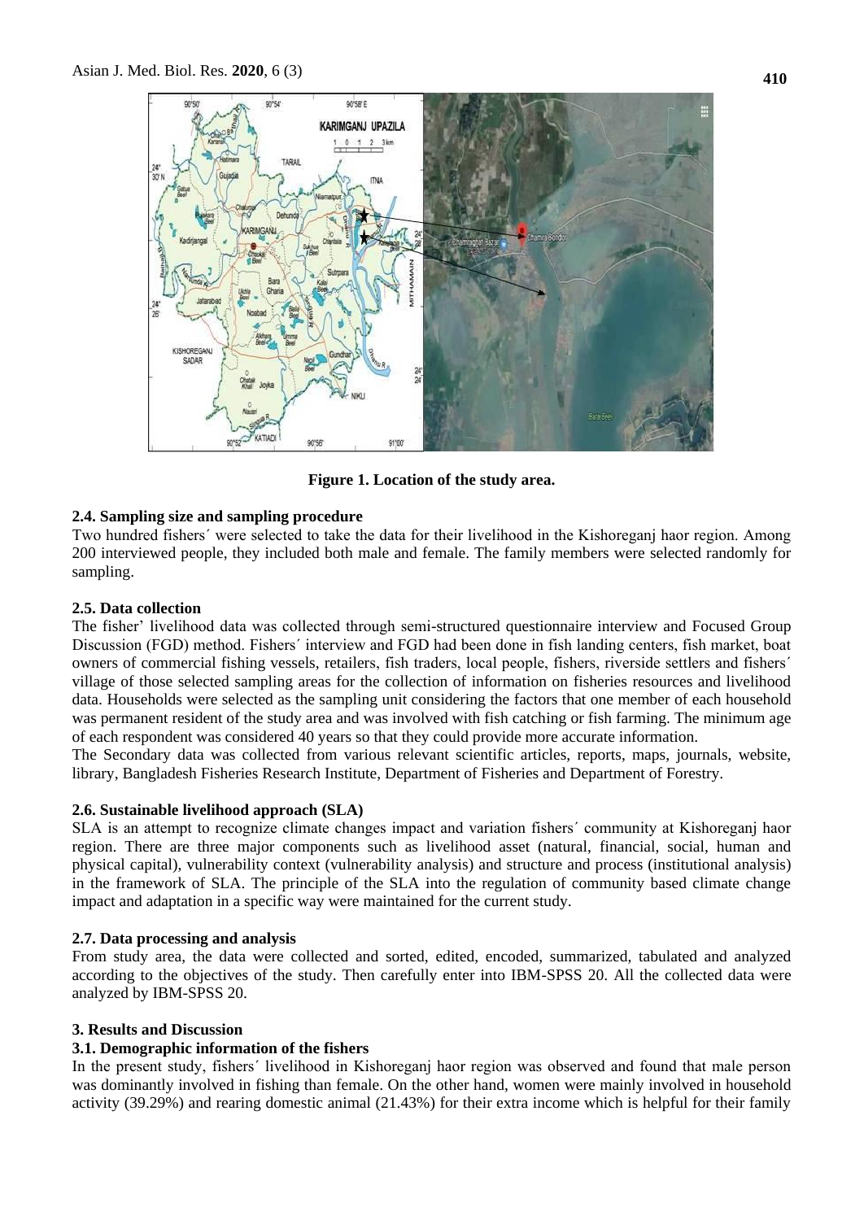**Figure 1. Location of the study area.**

### 2.4. Sampling size and sampling procedure

Two hundred fishers´ were selected to take the data for their livelihood in the Kishoreganj haor region. Among 200 interviewed people, they included both male and female. The family members were selected randomly for sampling.

### 2.5. Data collection

The fisher' livelihood data was collected through semi-structured questionnaire interview and Focused Group Discussion (FGD) method. Fishers´ interview and FGD had been done in fish landing centers, fish market, boat owners of commercial fishing vessels, retailers, fish traders, local people, fishers, riverside settlers and fishers´ village of those selected sampling areas for the collection of information on fisheries resources and livelihood data. Households were selected as the sampling unit considering the factors that one member of each household was permanent resident of the study area and was involved with fish catching or fish farming. The minimum age of each respondent was considered 40 years so that they could provide more accurate information.

The Secondary data was collected from various relevant scientific articles, reports, maps, journals, website, library, Bangladesh Fisheries Research Institute, Department of Fisheries and Department of Forestry.

### 2.6. Sustainable livelihood approach (SLA)

SLA is an attempt to recognize climate changes impact and variation fishers´ community at Kishoreganj haor region. There are three major components such as livelihood asset (natural, financial, social, human and physical capital), vulnerability context (vulnerability analysis) and structure and process (institutional analysis) in the framework of SLA. The principle of the SLA into the regulation of community based climate change impact and adaptation in a specific way were maintained for the current study.

### 2.7. Data processing and analysis

From study area, the data were collected and sorted, edited, encoded, summarized, tabulated and analyzed according to the objectives of the study. Then carefully enter into IBM-SPSS 20. All the collected data were analyzed by IBM-SPSS 20.

## 3. Results and Discussion

### 3.1. Demographic information of the fishers

In the present study, fishers´ livelihood in Kishoreganj haor region was observed and found that male person was dominantly involved in fishing than female. On the other hand, women were mainly involved in household activity (39.29%) and rearing domestic animal (21.43%) for their extra income which is helpful for their family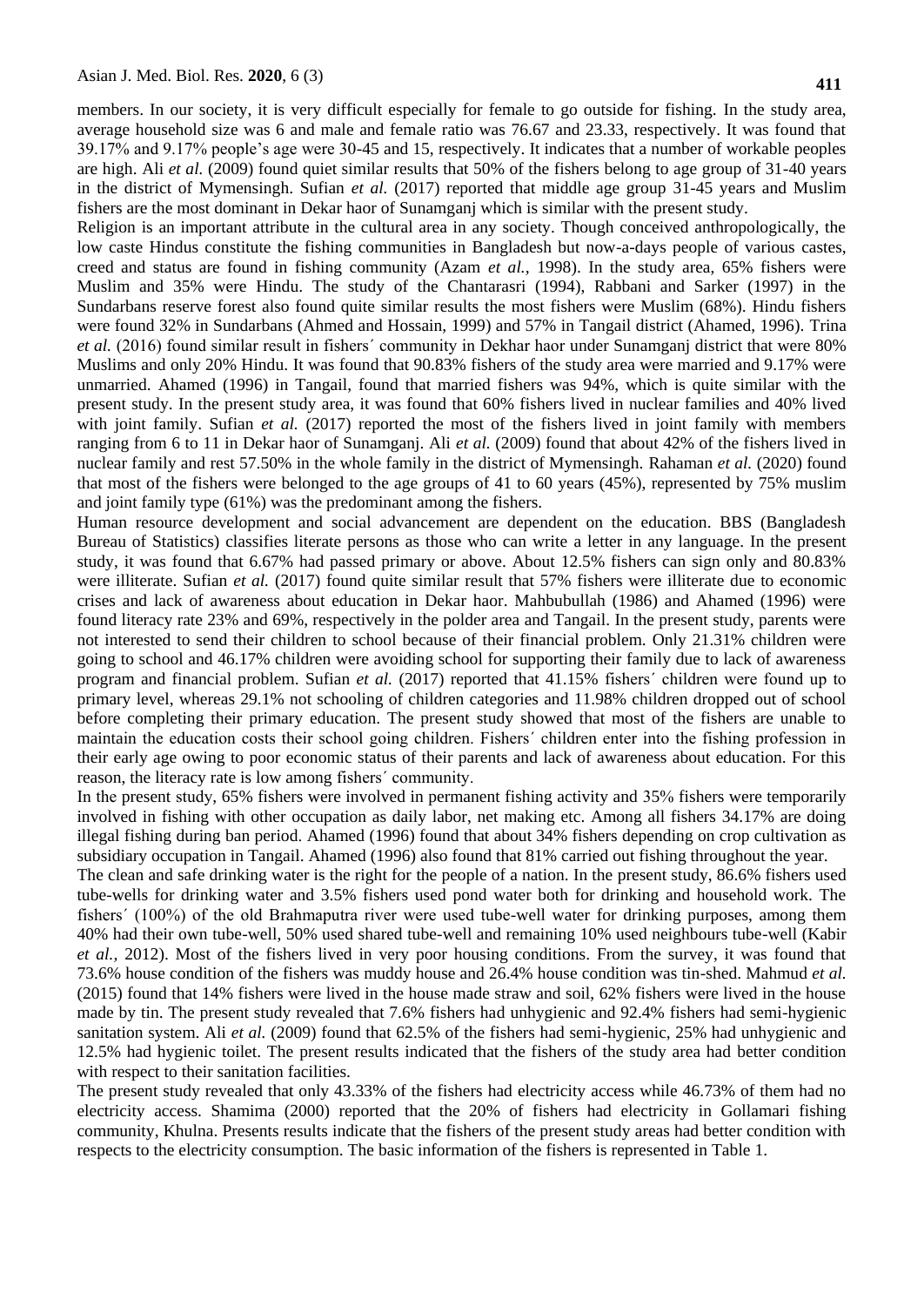members. In our society, it is very difficult especially for female to go outside for fishing. In the study area, average household size was 6 and male and female ratio was 76.67 and 23.33, respectively. It was found that 39.17% and 9.17% people's age were 30-45 and 15, respectively. It indicates that a number of workable peoples are high. Ali *et al.* (2009) found quiet similar results that 50% of the fishers belong to age group of 31-40 years in the district of Mymensingh. Sufian *et al.* (2017) reported that middle age group 31-45 years and Muslim fishers are the most dominant in Dekar haor of Sunamganj which is similar with the present study.

Religion is an important attribute in the cultural area in any society. Though conceived anthropologically, the low caste Hindus constitute the fishing communities in Bangladesh but now-a-days people of various castes, creed and status are found in fishing community (Azam *et al.,* 1998). In the study area, 65% fishers were Muslim and 35% were Hindu. The study of the Chantarasri (1994), Rabbani and Sarker (1997) in the Sundarbans reserve forest also found quite similar results the most fishers were Muslim (68%). Hindu fishers were found 32% in Sundarbans (Ahmed and Hossain, 1999) and 57% in Tangail district (Ahamed, 1996). Trina *et al.* (2016) found similar result in fishers´ community in Dekhar haor under Sunamganj district that were 80% Muslims and only 20% Hindu. It was found that 90.83% fishers of the study area were married and 9.17% were unmarried. Ahamed (1996) in Tangail, found that married fishers was 94%, which is quite similar with the present study. In the present study area, it was found that 60% fishers lived in nuclear families and 40% lived with joint family. Sufian *et al.* (2017) reported the most of the fishers lived in joint family with members ranging from 6 to 11 in Dekar haor of Sunamganj. Ali *et al.* (2009) found that about 42% of the fishers lived in nuclear family and rest 57.50% in the whole family in the district of Mymensingh. Rahaman *et al.* (2020) found that most of the fishers were belonged to the age groups of 41 to 60 years (45%), represented by 75% muslim and joint family type (61%) was the predominant among the fishers.

Human resource development and social advancement are dependent on the education. BBS (Bangladesh Bureau of Statistics) classifies literate persons as those who can write a letter in any language. In the present study, it was found that 6.67% had passed primary or above. About 12.5% fishers can sign only and 80.83% were illiterate. Sufian *et al.* (2017) found quite similar result that 57% fishers were illiterate due to economic crises and lack of awareness about education in Dekar haor. Mahbubullah (1986) and Ahamed (1996) were found literacy rate 23% and 69%, respectively in the polder area and Tangail. In the present study, parents were not interested to send their children to school because of their financial problem. Only 21.31% children were going to school and 46.17% children were avoiding school for supporting their family due to lack of awareness program and financial problem. Sufian *et al.* (2017) reported that 41.15% fishers´ children were found up to primary level, whereas 29.1% not schooling of children categories and 11.98% children dropped out of school before completing their primary education. The present study showed that most of the fishers are unable to maintain the education costs their school going children. Fishers´ children enter into the fishing profession in their early age owing to poor economic status of their parents and lack of awareness about education. For this reason, the literacy rate is low among fishers´ community.

In the present study, 65% fishers were involved in permanent fishing activity and 35% fishers were temporarily involved in fishing with other occupation as daily labor, net making etc. Among all fishers 34.17% are doing illegal fishing during ban period. Ahamed (1996) found that about 34% fishers depending on crop cultivation as subsidiary occupation in Tangail. Ahamed (1996) also found that 81% carried out fishing throughout the year.

The clean and safe drinking water is the right for the people of a nation. In the present study, 86.6% fishers used tube-wells for drinking water and 3.5% fishers used pond water both for drinking and household work. The fishers´ (100%) of the old Brahmaputra river were used tube-well water for drinking purposes, among them 40% had their own tube-well, 50% used shared tube-well and remaining 10% used neighbours tube-well (Kabir *et al.,* 2012). Most of the fishers lived in very poor housing conditions. From the survey, it was found that 73.6% house condition of the fishers was muddy house and 26.4% house condition was tin-shed. Mahmud *et al.* (2015) found that 14% fishers were lived in the house made straw and soil, 62% fishers were lived in the house made by tin. The present study revealed that 7.6% fishers had unhygienic and 92.4% fishers had semi-hygienic sanitation system. Ali *et al.* (2009) found that 62.5% of the fishers had semi-hygienic, 25% had unhygienic and 12.5% had hygienic toilet. The present results indicated that the fishers of the study area had better condition with respect to their sanitation facilities.

The present study revealed that only 43.33% of the fishers had electricity access while 46.73% of them had no electricity access. Shamima (2000) reported that the 20% of fishers had electricity in Gollamari fishing community, Khulna. Presents results indicate that the fishers of the present study areas had better condition with respects to the electricity consumption. The basic information of the fishers is represented in Table 1.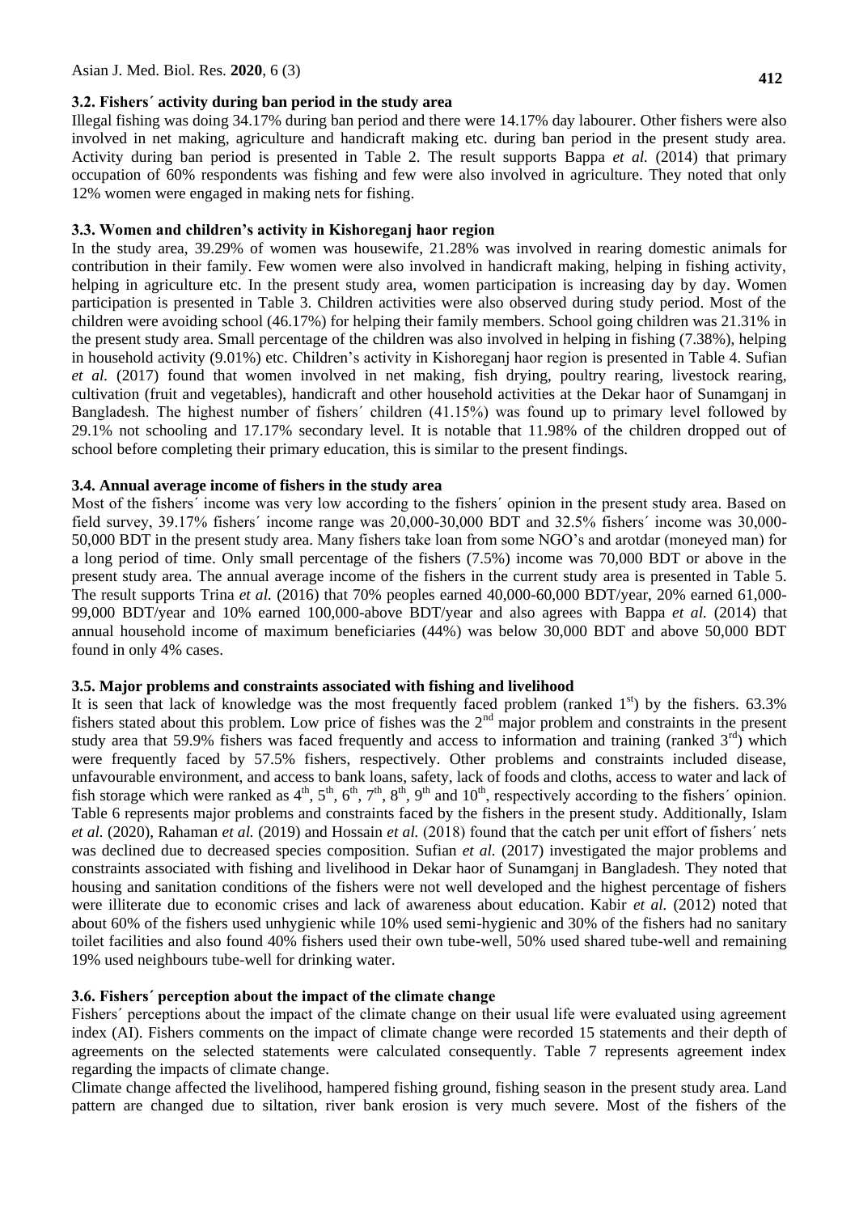### 3.2. Fishers´ activity during ban period in the study area

Illegal fishing was doing 34.17% during ban period and there were 14.17% day labourer. Other fishers were also involved in net making, agriculture and handicraft making etc. during ban period in the present study area. Activity during ban period is presented in Table 2. The result supports Bappa *et al.* (2014) that primary occupation of 60% respondents was fishing and few were also involved in agriculture. They noted that only 12% women were engaged in making nets for fishing.

### 3.3. Women and children's activity in Kishoreganj haor region

In the study area, 39.29% of women was housewife, 21.28% was involved in rearing domestic animals for contribution in their family. Few women were also involved in handicraft making, helping in fishing activity, helping in agriculture etc. In the present study area, women participation is increasing day by day. Women participation is presented in Table 3. Children activities were also observed during study period. Most of the children were avoiding school (46.17%) for helping their family members. School going children was 21.31% in the present study area. Small percentage of the children was also involved in helping in fishing (7.38%), helping in household activity (9.01%) etc. Children's activity in Kishoreganj haor region is presented in Table 4. Sufian *et al.* (2017) found that women involved in net making, fish drying, poultry rearing, livestock rearing, cultivation (fruit and vegetables), handicraft and other household activities at the Dekar haor of Sunamganj in Bangladesh. The highest number of fishers´ children (41.15%) was found up to primary level followed by 29.1% not schooling and 17.17% secondary level. It is notable that 11.98% of the children dropped out of school before completing their primary education, this is similar to the present findings.

### 3.4. Annual average income of fishers in the study area

Most of the fishers´ income was very low according to the fishers´ opinion in the present study area. Based on field survey, 39.17% fishers´ income range was 20,000-30,000 BDT and 32.5% fishers´ income was 30,000-50,000 BDT in the present study area. Many fishers take loan from some NGO's and arotdar (moneyed man) for a long period of time. Only small percentage of the fishers (7.5%) income was 70,000 BDT or above in the present study area. The annual average income of the fishers in the current study area is presented in Table 5. The result supports Trina *et al.* (2016) that 70% peoples earned 40,000-60,000 BDT/year, 20% earned 61,000-99,000 BDT/year and 10% earned 100,000-above BDT/year and also agrees with Bappa *et al.* (2014) that annual household income of maximum beneficiaries (44%) was below 30,000 BDT and above 50,000 BDT found in only 4% cases.

### 3.5. Major problems and constraints associated with fishing and livelihood

It is seen that lack of knowledge was the most frequently faced problem (ranked 1$^{st}$) by the fishers. 63.3% fishers stated about this problem. Low price of fishes was the 2$^{nd}$ major problem and constraints in the present study area that 59.9% fishers was faced frequently and access to information and training (ranked 3$^{rd}$) which were frequently faced by 57.5% fishers, respectively. Other problems and constraints included disease, unfavourable environment, and access to bank loans, safety, lack of foods and cloths, access to water and lack of fish storage which were ranked as 4$^{th}$, 5$^{th}$, 6$^{th}$, 7$^{th}$, 8$^{th}$, 9$^{th}$ and 10$^{th}$, respectively according to the fishers´ opinion. Table 6 represents major problems and constraints faced by the fishers in the present study. Additionally, Islam *et al.* (2020), Rahaman *et al.* (2019) and Hossain *et al.* (2018) found that the catch per unit effort of fishers´ nets was declined due to decreased species composition. Sufian *et al.* (2017) investigated the major problems and constraints associated with fishing and livelihood in Dekar haor of Sunamganj in Bangladesh. They noted that housing and sanitation conditions of the fishers were not well developed and the highest percentage of fishers were illiterate due to economic crises and lack of awareness about education. Kabir *et al.* (2012) noted that about 60% of the fishers used unhygienic while 10% used semi-hygienic and 30% of the fishers had no sanitary toilet facilities and also found 40% fishers used their own tube-well, 50% used shared tube-well and remaining 19% used neighbours tube-well for drinking water.

### 3.6. Fishers´ perception about the impact of the climate change

Fishers´ perceptions about the impact of the climate change on their usual life were evaluated using agreement index (AI). Fishers comments on the impact of climate change were recorded 15 statements and their depth of agreements on the selected statements were calculated consequently. Table 7 represents agreement index regarding the impacts of climate change.

Climate change affected the livelihood, hampered fishing ground, fishing season in the present study area. Land pattern are changed due to siltation, river bank erosion is very much severe. Most of the fishers of the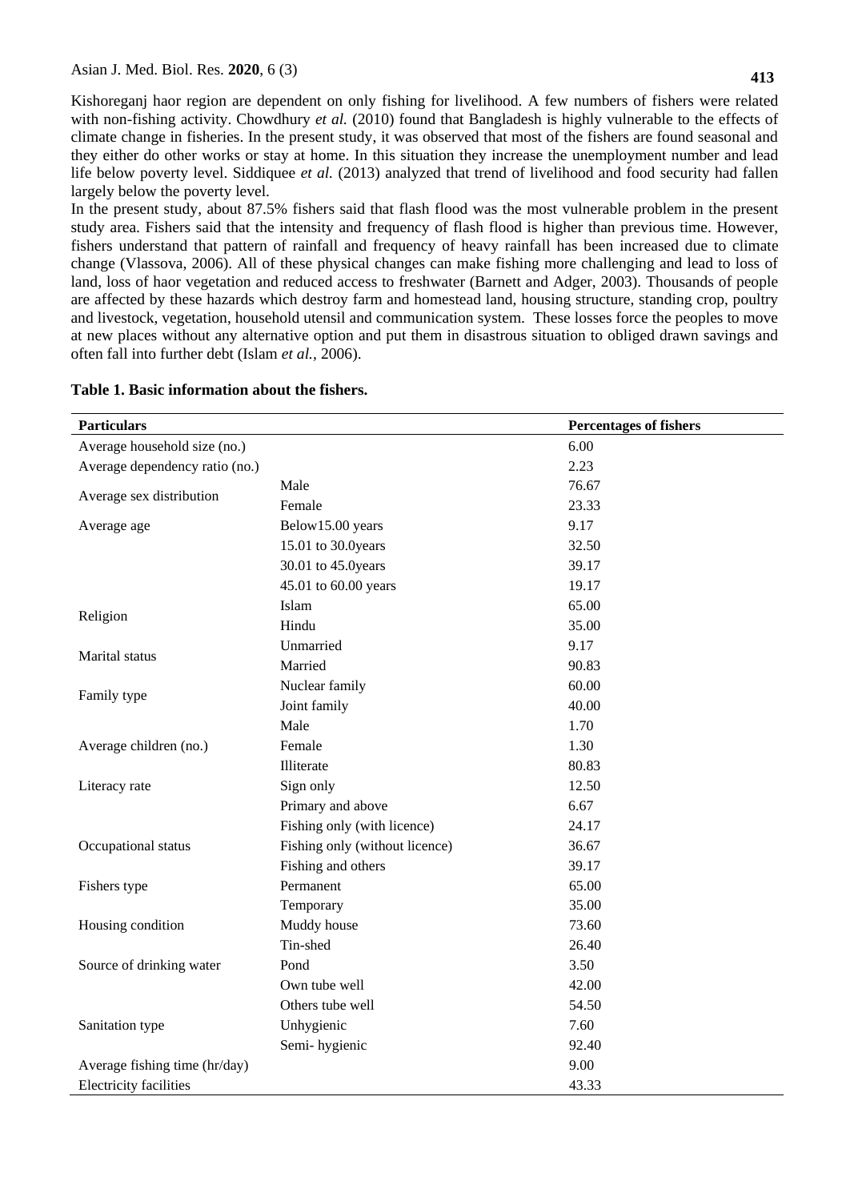Kishoreganj haor region are dependent on only fishing for livelihood. A few numbers of fishers were related with non-fishing activity. Chowdhury *et al.* (2010) found that Bangladesh is highly vulnerable to the effects of climate change in fisheries. In the present study, it was observed that most of the fishers are found seasonal and they either do other works or stay at home. In this situation they increase the unemployment number and lead life below poverty level. Siddiquee *et al.* (2013) analyzed that trend of livelihood and food security had fallen largely below the poverty level.

In the present study, about 87.5% fishers said that flash flood was the most vulnerable problem in the present study area. Fishers said that the intensity and frequency of flash flood is higher than previous time. However, fishers understand that pattern of rainfall and frequency of heavy rainfall has been increased due to climate change (Vlassova, 2006). All of these physical changes can make fishing more challenging and lead to loss of land, loss of haor vegetation and reduced access to freshwater (Barnett and Adger, 2003). Thousands of people are affected by these hazards which destroy farm and homestead land, housing structure, standing crop, poultry and livestock, vegetation, household utensil and communication system. These losses force the peoples to move at new places without any alternative option and put them in disastrous situation to obliged drawn savings and often fall into further debt (Islam *et al.,* 2006).

**Table 1. Basic information about the fishers.**

| Particulars | | Percentages of fishers |
|---|---|---|
| Average household size (no.) | | 6.00 |
| Average dependency ratio (no.) | | 2.23 |
| Average sex distribution | Male | 76.67 |
| | Female | 23.33 |
| Average age | Below15.00 years | 9.17 |
| | 15.01 to 30.0years | 32.50 |
| | 30.01 to 45.0years | 39.17 |
| | 45.01 to 60.00 years | 19.17 |
| Religion | Islam | 65.00 |
| | Hindu | 35.00 |
| Marital status | Unmarried | 9.17 |
| | Married | 90.83 |
| Family type | Nuclear family | 60.00 |
| | Joint family | 40.00 |
| Average children (no.) | Male | 1.70 |
| | Female | 1.30 |
| Literacy rate | Illiterate | 80.83 |
| | Sign only | 12.50 |
| | Primary and above | 6.67 |
| Occupational status | Fishing only (with licence) | 24.17 |
| | Fishing only (without licence) | 36.67 |
| | Fishing and others | 39.17 |
| Fishers type | Permanent | 65.00 |
| | Temporary | 35.00 |
| Housing condition | Muddy house | 73.60 |
| | Tin-shed | 26.40 |
| Source of drinking water | Pond | 3.50 |
| | Own tube well | 42.00 |
| | Others tube well | 54.50 |
| Sanitation type | Unhygienic | 7.60 |
| | Semi- hygienic | 92.40 |
| Average fishing time (hr/day) | | 9.00 |
| Electricity facilities | | 43.33 |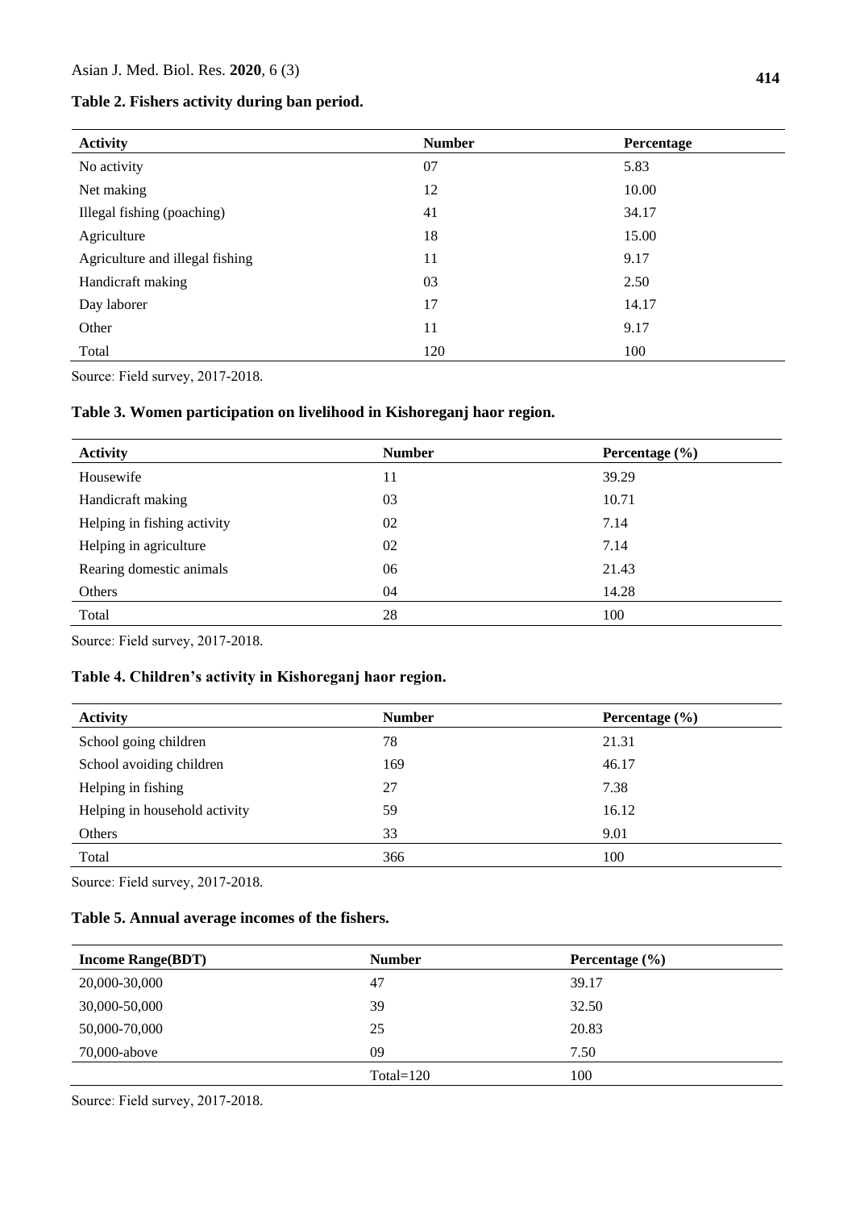**Table 2. Fishers activity during ban period.**

| Activity | Number | Percentage |
|---|---|---|
| No activity | 07 | 5.83 |
| Net making | 12 | 10.00 |
| Illegal fishing (poaching) | 41 | 34.17 |
| Agriculture | 18 | 15.00 |
| Agriculture and illegal fishing | 11 | 9.17 |
| Handicraft making | 03 | 2.50 |
| Day laborer | 17 | 14.17 |
| Other | 11 | 9.17 |
| Total | 120 | 100 |

Source: Field survey, 2017-2018.

**Table 3. Women participation on livelihood in Kishoreganj haor region.**

| Activity | Number | Percentage (%) |
|---|---|---|
| Housewife | 11 | 39.29 |
| Handicraft making | 03 | 10.71 |
| Helping in fishing activity | 02 | 7.14 |
| Helping in agriculture | 02 | 7.14 |
| Rearing domestic animals | 06 | 21.43 |
| Others | 04 | 14.28 |
| Total | 28 | 100 |

Source: Field survey, 2017-2018.

**Table 4. Children's activity in Kishoreganj haor region.**

| Activity | Number | Percentage (%) |
|---|---|---|
| School going children | 78 | 21.31 |
| School avoiding children | 169 | 46.17 |
| Helping in fishing | 27 | 7.38 |
| Helping in household activity | 59 | 16.12 |
| Others | 33 | 9.01 |
| Total | 366 | 100 |

Source: Field survey, 2017-2018.

**Table 5. Annual average incomes of the fishers.**

| Income Range(BDT) | Number | Percentage (%) |
|---|---|---|
| 20,000-30,000 | 47 | 39.17 |
| 30,000-50,000 | 39 | 32.50 |
| 50,000-70,000 | 25 | 20.83 |
| 70,000-above | 09 | 7.50 |
| | Total=120 | 100 |

Source: Field survey, 2017-2018.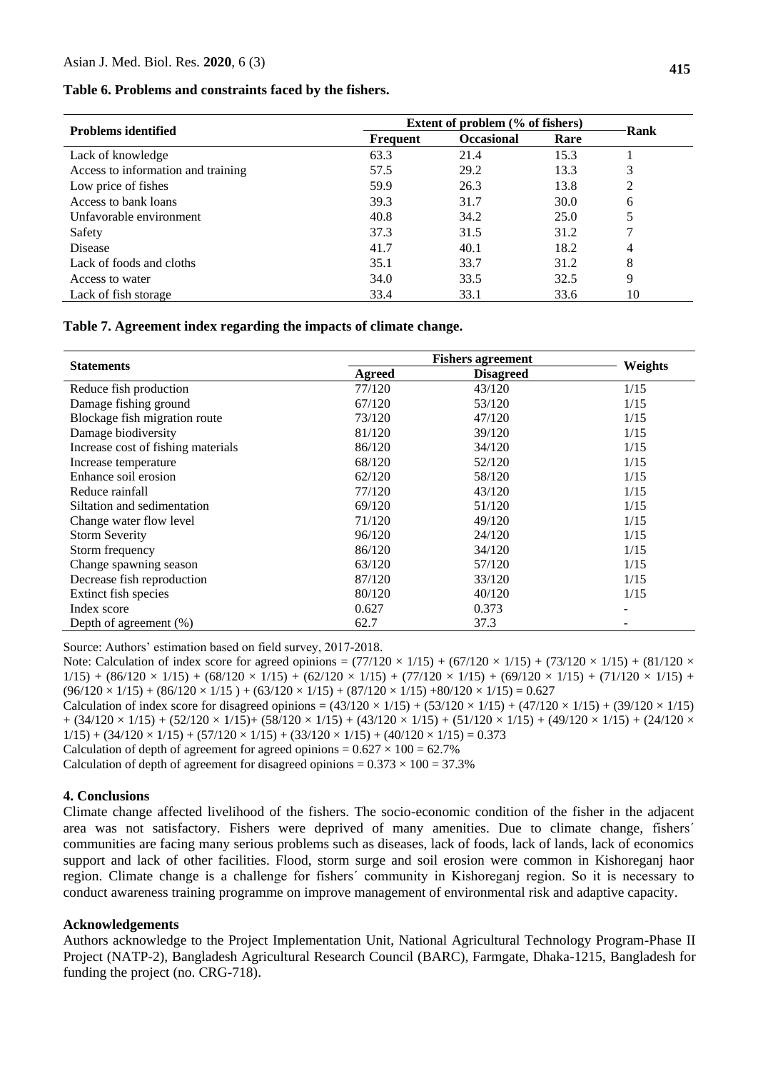**Table 6. Problems and constraints faced by the fishers.**

| Problems identified | Extent of problem (% of fishers) | | | Rank |
|---|---|---|---|---|
| | Frequent | Occasional | Rare | |
| Lack of knowledge | 63.3 | 21.4 | 15.3 | 1 |
| Access to information and training | 57.5 | 29.2 | 13.3 | 3 |
| Low price of fishes | 59.9 | 26.3 | 13.8 | 2 |
| Access to bank loans | 39.3 | 31.7 | 30.0 | 6 |
| Unfavorable environment | 40.8 | 34.2 | 25.0 | 5 |
| Safety | 37.3 | 31.5 | 31.2 | 7 |
| Disease | 41.7 | 40.1 | 18.2 | 4 |
| Lack of foods and cloths | 35.1 | 33.7 | 31.2 | 8 |
| Access to water | 34.0 | 33.5 | 32.5 | 9 |
| Lack of fish storage | 33.4 | 33.1 | 33.6 | 10 |

**Table 7. Agreement index regarding the impacts of climate change.**

| Statements | Fishers agreement | | Weights |
|---|---|---|---|
| | Agreed | Disagreed | |
| Reduce fish production | 77/120 | 43/120 | 1/15 |
| Damage fishing ground | 67/120 | 53/120 | 1/15 |
| Blockage fish migration route | 73/120 | 47/120 | 1/15 |
| Damage biodiversity | 81/120 | 39/120 | 1/15 |
| Increase cost of fishing materials | 86/120 | 34/120 | 1/15 |
| Increase temperature | 68/120 | 52/120 | 1/15 |
| Enhance soil erosion | 62/120 | 58/120 | 1/15 |
| Reduce rainfall | 77/120 | 43/120 | 1/15 |
| Siltation and sedimentation | 69/120 | 51/120 | 1/15 |
| Change water flow level | 71/120 | 49/120 | 1/15 |
| Storm Severity | 96/120 | 24/120 | 1/15 |
| Storm frequency | 86/120 | 34/120 | 1/15 |
| Change spawning season | 63/120 | 57/120 | 1/15 |
| Decrease fish reproduction | 87/120 | 33/120 | 1/15 |
| Extinct fish species | 80/120 | 40/120 | 1/15 |
| Index score | 0.627 | 0.373 | - |
| Depth of agreement (%) | 62.7 | 37.3 | - |

Source: Authors' estimation based on field survey, 2017-2018.

Note: Calculation of index score for agreed opinions = $(77/120 \times 1/15) + (67/120 \times 1/15) + (73/120 \times 1/15) + (81/120 \times 1/15) + (86/120 \times 1/15) + (68/120 \times 1/15) + (62/120 \times 1/15) + (77/120 \times 1/15) + (69/120 \times 1/15) + (71/120 \times 1/15) + (96/120 \times 1/15) + (86/120 \times 1/15) + (63/120 \times 1/15) + (87/120 \times 1/15) + 80/120 \times 1/15) = 0.627$

Calculation of index score for disagreed opinions = $(43/120 \times 1/15) + (53/120 \times 1/15) + (47/120 \times 1/15) + (39/120 \times 1/15) + (34/120 \times 1/15) + (52/120 \times 1/15) + (58/120 \times 1/15) + (43/120 \times 1/15) + (51/120 \times 1/15) + (49/120 \times 1/15) + (24/120 \times 1/15) + (34/120 \times 1/15) + (57/120 \times 1/15) + (33/120 \times 1/15) + (40/120 \times 1/15) = 0.373$

Calculation of depth of agreement for agreed opinions = $0.627 \times 100 = 62.7\%$

Calculation of depth of agreement for disagreed opinions = $0.373 \times 100 = 37.3\%$

## 4. Conclusions

Climate change affected livelihood of the fishers. The socio-economic condition of the fisher in the adjacent area was not satisfactory. Fishers were deprived of many amenities. Due to climate change, fishers´ communities are facing many serious problems such as diseases, lack of foods, lack of lands, lack of economics support and lack of other facilities. Flood, storm surge and soil erosion were common in Kishoreganj haor region. Climate change is a challenge for fishers´ community in Kishoreganj region. So it is necessary to conduct awareness training programme on improve management of environmental risk and adaptive capacity.

## Acknowledgements

Authors acknowledge to the Project Implementation Unit, National Agricultural Technology Program-Phase II Project (NATP-2), Bangladesh Agricultural Research Council (BARC), Farmgate, Dhaka-1215, Bangladesh for funding the project (no. CRG-718).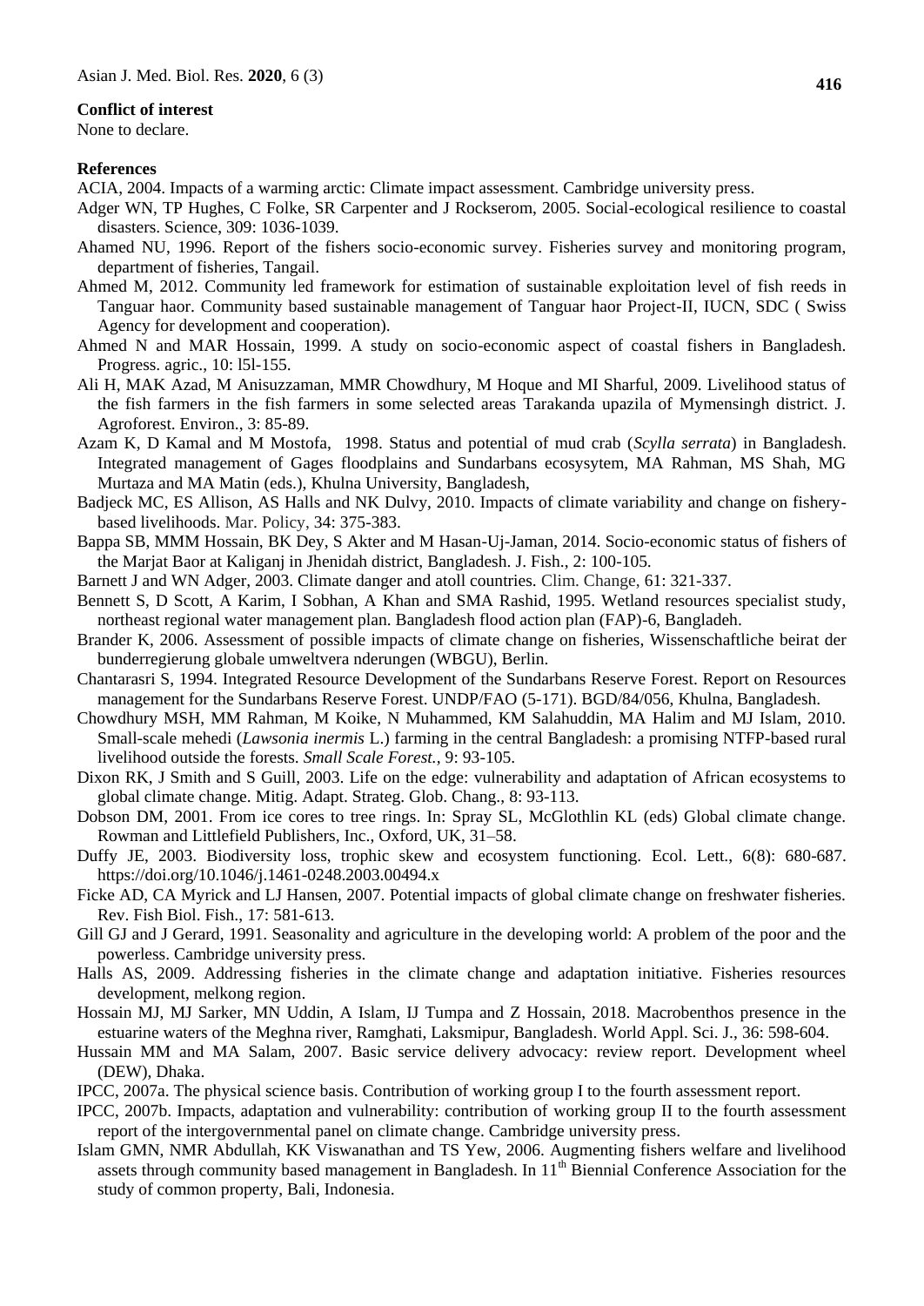**Conflict of interest**

None to declare.

**References**

ACIA, 2004. Impacts of a warming arctic: Climate impact assessment. Cambridge university press.

Adger WN, TP Hughes, C Folke, SR Carpenter and J Rockserom, 2005. Social-ecological resilience to coastal disasters. Science, 309: 1036-1039.

Ahamed NU, 1996. Report of the fishers socio-economic survey. Fisheries survey and monitoring program, department of fisheries, Tangail.

Ahmed M, 2012. Community led framework for estimation of sustainable exploitation level of fish reeds in Tanguar haor. Community based sustainable management of Tanguar haor Project-II, IUCN, SDC ( Swiss Agency for development and cooperation).

Ahmed N and MAR Hossain, 1999. A study on socio-economic aspect of coastal fishers in Bangladesh. Progress. agric., 10: l5l-155.

Ali H, MAK Azad, M Anisuzzaman, MMR Chowdhury, M Hoque and MI Sharful, 2009. Livelihood status of the fish farmers in the fish farmers in some selected areas Tarakanda upazila of Mymensingh district. J. Agroforest. Environ., 3: 85-89.

Azam K, D Kamal and M Mostofa, 1998. Status and potential of mud crab (*Scylla serrata*) in Bangladesh. Integrated management of Gages floodplains and Sundarbans ecosysytem, MA Rahman, MS Shah, MG Murtaza and MA Matin (eds.), Khulna University, Bangladesh,

Badjeck MC, ES Allison, AS Halls and NK Dulvy, 2010. Impacts of climate variability and change on fishery-based livelihoods. Mar. Policy, 34: 375-383.

Bappa SB, MMM Hossain, BK Dey, S Akter and M Hasan-Uj-Jaman, 2014. Socio-economic status of fishers of the Marjat Baor at Kaliganj in Jhenidah district, Bangladesh. J. Fish., 2: 100-105.

Barnett J and WN Adger, 2003. Climate danger and atoll countries. Clim. Change, 61: 321-337.

Bennett S, D Scott, A Karim, I Sobhan, A Khan and SMA Rashid, 1995. Wetland resources specialist study, northeast regional water management plan. Bangladesh flood action plan (FAP)-6, Bangladeh.

Brander K, 2006. Assessment of possible impacts of climate change on fisheries, Wissenschaftliche beirat der bunderregierung globale umweltvera nderungen (WBGU), Berlin.

Chantarasri S, 1994. Integrated Resource Development of the Sundarbans Reserve Forest. Report on Resources management for the Sundarbans Reserve Forest. UNDP/FAO (5-171). BGD/84/056, Khulna, Bangladesh.

Chowdhury MSH, MM Rahman, M Koike, N Muhammed, KM Salahuddin, MA Halim and MJ Islam, 2010. Small-scale mehedi (*Lawsonia inermis* L.) farming in the central Bangladesh: a promising NTFP-based rural livelihood outside the forests. *Small Scale Forest.*, 9: 93-105.

Dixon RK, J Smith and S Guill, 2003. Life on the edge: vulnerability and adaptation of African ecosystems to global climate change. Mitig. Adapt. Strateg. Glob. Chang., 8: 93-113.

Dobson DM, 2001. From ice cores to tree rings. In: Spray SL, McGlothlin KL (eds) Global climate change. Rowman and Littlefield Publishers, Inc., Oxford, UK, 31–58.

Duffy JE, 2003. Biodiversity loss, trophic skew and ecosystem functioning. Ecol. Lett., 6(8): 680-687. https://doi.org/10.1046/j.1461-0248.2003.00494.x

Ficke AD, CA Myrick and LJ Hansen, 2007. Potential impacts of global climate change on freshwater fisheries. Rev. Fish Biol. Fish., 17: 581-613.

Gill GJ and J Gerard, 1991. Seasonality and agriculture in the developing world: A problem of the poor and the powerless. Cambridge university press.

Halls AS, 2009. Addressing fisheries in the climate change and adaptation initiative. Fisheries resources development, melkong region.

Hossain MJ, MJ Sarker, MN Uddin, A Islam, IJ Tumpa and Z Hossain, 2018. Macrobenthos presence in the estuarine waters of the Meghna river, Ramghati, Laksmipur, Bangladesh. World Appl. Sci. J., 36: 598-604.

Hussain MM and MA Salam, 2007. Basic service delivery advocacy: review report. Development wheel (DEW), Dhaka.

IPCC, 2007a. The physical science basis. Contribution of working group I to the fourth assessment report.

IPCC, 2007b. Impacts, adaptation and vulnerability: contribution of working group II to the fourth assessment report of the intergovernmental panel on climate change. Cambridge university press.

Islam GMN, NMR Abdullah, KK Viswanathan and TS Yew, 2006. Augmenting fishers welfare and livelihood assets through community based management in Bangladesh. In 11th Biennial Conference Association for the study of common property, Bali, Indonesia.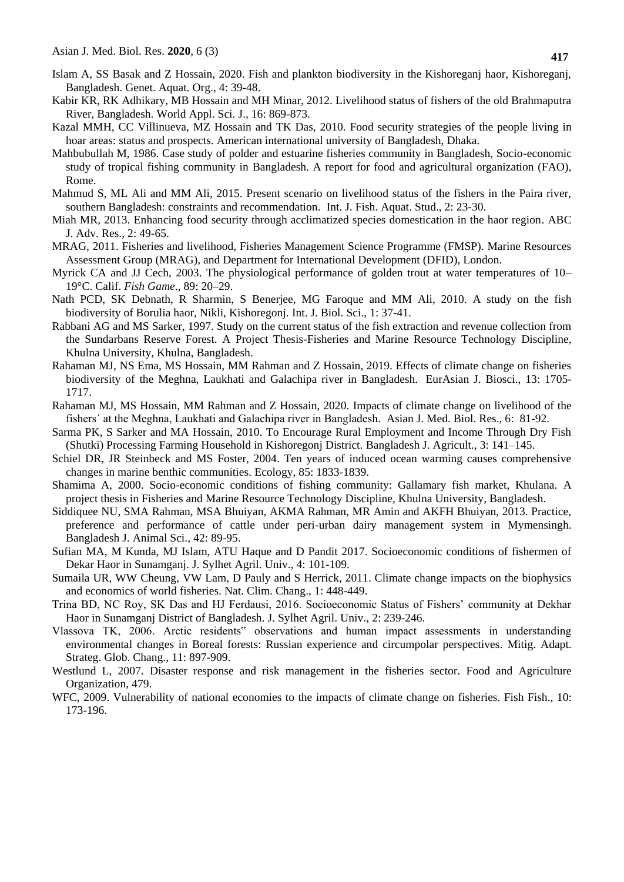Islam A, SS Basak and Z Hossain, 2020. Fish and plankton biodiversity in the Kishoreganj haor, Kishoreganj, Bangladesh. Genet. Aquat. Org., 4: 39-48.

Kabir KR, RK Adhikary, MB Hossain and MH Minar, 2012. Livelihood status of fishers of the old Brahmaputra River, Bangladesh. World Appl. Sci. J., 16: 869-873.

Kazal MMH, CC Villinueva, MZ Hossain and TK Das, 2010. Food security strategies of the people living in hoar areas: status and prospects. American international university of Bangladesh, Dhaka.

Mahbubullah M, 1986. Case study of polder and estuarine fisheries community in Bangladesh, Socio-economic study of tropical fishing community in Bangladesh. A report for food and agricultural organization (FAO), Rome.

Mahmud S, ML Ali and MM Ali, 2015. Present scenario on livelihood status of the fishers in the Paira river, southern Bangladesh: constraints and recommendation. Int. J. Fish. Aquat. Stud., 2: 23-30.

Miah MR, 2013. Enhancing food security through acclimatized species domestication in the haor region. ABC J. Adv. Res., 2: 49-65.

MRAG, 2011. Fisheries and livelihood, Fisheries Management Science Programme (FMSP). Marine Resources Assessment Group (MRAG), and Department for International Development (DFID), London.

Myrick CA and JJ Cech, 2003. The physiological performance of golden trout at water temperatures of 10–19°C. Calif. *Fish Game*., 89: 20–29.

Nath PCD, SK Debnath, R Sharmin, S Benerjee, MG Faroque and MM Ali, 2010. A study on the fish biodiversity of Borulia haor, Nikli, Kishoregonj. Int. J. Biol. Sci., 1: 37-41.

Rabbani AG and MS Sarker, 1997. Study on the current status of the fish extraction and revenue collection from the Sundarbans Reserve Forest. A Project Thesis-Fisheries and Marine Resource Technology Discipline, Khulna University, Khulna, Bangladesh.

Rahaman MJ, NS Ema, MS Hossain, MM Rahman and Z Hossain, 2019. Effects of climate change on fisheries biodiversity of the Meghna, Laukhati and Galachipa river in Bangladesh. EurAsian J. Biosci., 13: 1705-1717.

Rahaman MJ, MS Hossain, MM Rahman and Z Hossain, 2020. Impacts of climate change on livelihood of the fishers´ at the Meghna, Laukhati and Galachipa river in Bangladesh. Asian J. Med. Biol. Res., 6: 81-92.

Sarma PK, S Sarker and MA Hossain, 2010. To Encourage Rural Employment and Income Through Dry Fish (Shutki) Processing Farming Household in Kishoregonj District. Bangladesh J. Agricult., 3: 141–145.

Schiel DR, JR Steinbeck and MS Foster, 2004. Ten years of induced ocean warming causes comprehensive changes in marine benthic communities. Ecology, 85: 1833-1839.

Shamima A, 2000. Socio-economic conditions of fishing community: Gallamary fish market, Khulana. A project thesis in Fisheries and Marine Resource Technology Discipline, Khulna University, Bangladesh.

Siddiquee NU, SMA Rahman, MSA Bhuiyan, AKMA Rahman, MR Amin and AKFH Bhuiyan, 2013. Practice, preference and performance of cattle under peri-urban dairy management system in Mymensingh. Bangladesh J. Animal Sci., 42: 89-95.

Sufian MA, M Kunda, MJ Islam, ATU Haque and D Pandit 2017. Socioeconomic conditions of fishermen of Dekar Haor in Sunamganj. J. Sylhet Agril. Univ., 4: 101-109.

Sumaila UR, WW Cheung, VW Lam, D Pauly and S Herrick, 2011. Climate change impacts on the biophysics and economics of world fisheries. Nat. Clim. Chang., 1: 448-449.

Trina BD, NC Roy, SK Das and HJ Ferdausi, 2016. Socioeconomic Status of Fishers' community at Dekhar Haor in Sunamganj District of Bangladesh. J. Sylhet Agril. Univ., 2: 239-246.

Vlassova TK, 2006. Arctic residents" observations and human impact assessments in understanding environmental changes in Boreal forests: Russian experience and circumpolar perspectives. Mitig. Adapt. Strateg. Glob. Chang., 11: 897-909.

Westlund L, 2007. Disaster response and risk management in the fisheries sector. Food and Agriculture Organization, 479.

WFC, 2009. Vulnerability of national economies to the impacts of climate change on fisheries. Fish Fish., 10: 173-196.